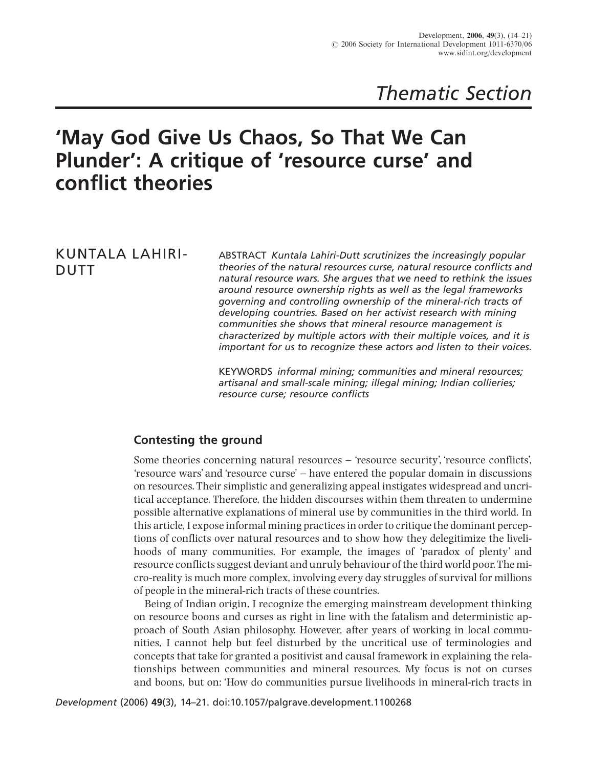*Thematic Section*

# 'May God Give Us Chaos, So That We Can Plunder': A critique of 'resource curse' and conflict theories

KUNTALA LAHIRI-DUTT

ABSTRACT *Kuntala Lahiri-Dutt scrutinizes the increasingly popular theories of the natural resources curse, natural resource conflicts and natural resource wars. She argues that we need to rethink the issues around resource ownership rights as well as the legal frameworks governing and controlling ownership of the mineral-rich tracts of developing countries. Based on her activist research with mining communities she shows that mineral resource management is characterized by multiple actors with their multiple voices, and it is important for us to recognize these actors and listen to their voices.*

KEYWORDS *informal mining; communities and mineral resources; artisanal and small-scale mining; illegal mining; Indian collieries; resource curse; resource conflicts*

## Contesting the ground

Some theories concerning natural resources – 'resource security', 'resource conflicts', 'resource wars' and 'resource curse' – have entered the popular domain in discussions on resources. Their simplistic and generalizing appeal instigates widespread and uncritical acceptance. Therefore, the hidden discourses within them threaten to undermine possible alternative explanations of mineral use by communities in the third world. In this article, I expose informal mining practices in order to critique the dominant perceptions of conflicts over natural resources and to show how they delegitimize the livelihoods of many communities. For example, the images of 'paradox of plenty' and resource conflicts suggest deviant and unruly behaviour of the third world poor. The micro-reality is much more complex, involving every day struggles of survival for millions of people in the mineral-rich tracts of these countries.

Being of Indian origin, I recognize the emerging mainstream development thinking on resource boons and curses as right in line with the fatalism and deterministic approach of South Asian philosophy. However, after years of working in local communities, I cannot help but feel disturbed by the uncritical use of terminologies and concepts that take for granted a positivist and causal framework in explaining the relationships between communities and mineral resources. My focus is not on curses and boons, but on: 'How do communities pursue livelihoods in mineral-rich tracts in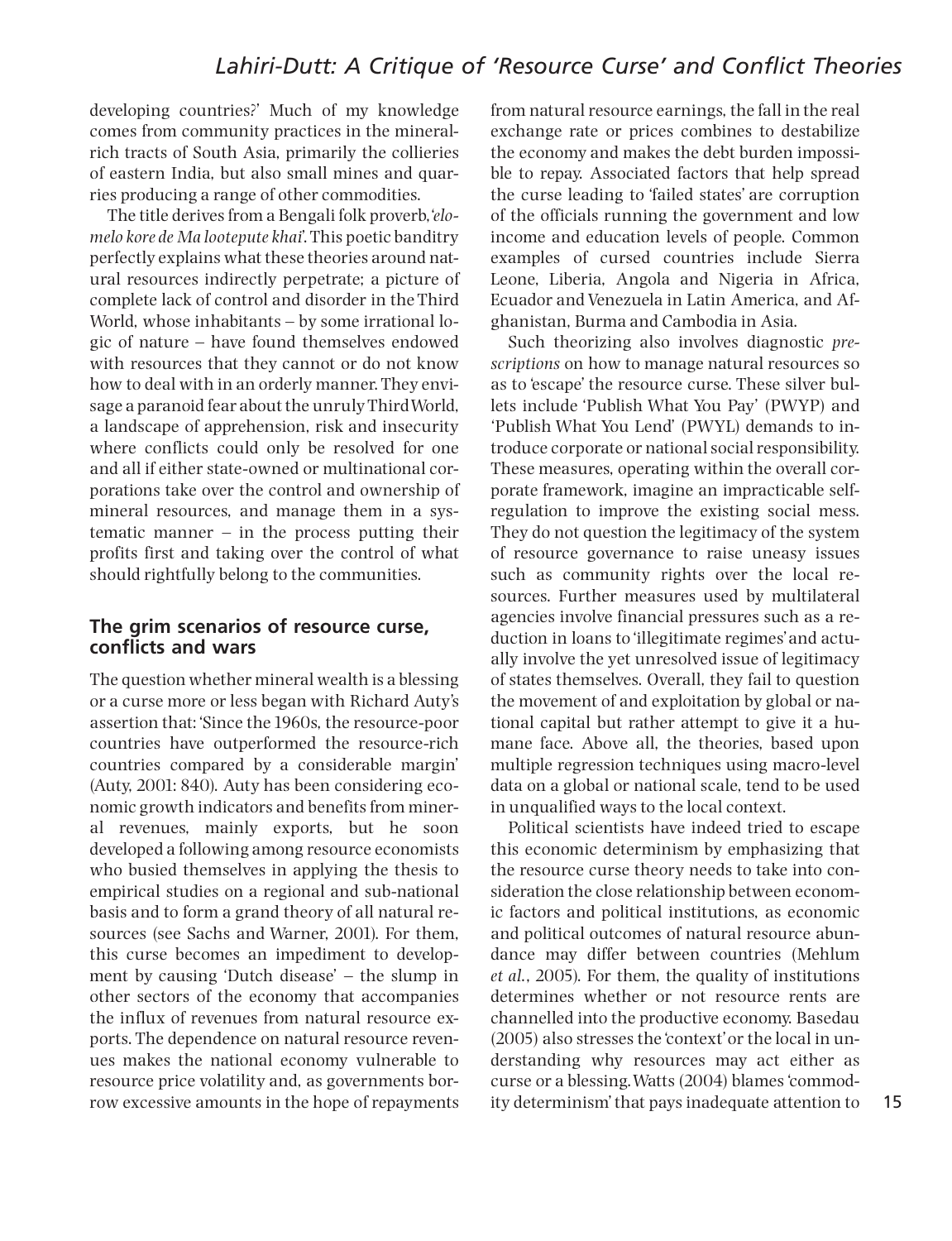developing countries?' Much of my knowledge comes from community practices in the mineral-rich tracts of South Asia, primarily the collieries of eastern India, but also small mines and quarries producing a range of other commodities.

The title derives from a Bengali folk proverb, '*elomelo kore de Ma lootepute khai*'. This poetic banditry perfectly explains what these theories around natural resources indirectly perpetrate; a picture of complete lack of control and disorder in the Third World, whose inhabitants – by some irrational logic of nature – have found themselves endowed with resources that they cannot or do not know how to deal with in an orderly manner. They envisage a paranoid fear about the unruly Third World, a landscape of apprehension, risk and insecurity where conflicts could only be resolved for one and all if either state-owned or multinational corporations take over the control and ownership of mineral resources, and manage them in a systematic manner – in the process putting their profits first and taking over the control of what should rightfully belong to the communities.

## The grim scenarios of resource curse, conflicts and wars

The question whether mineral wealth is a blessing or a curse more or less began with Richard Auty's assertion that: 'Since the 1960s, the resource-poor countries have outperformed the resource-rich countries compared by a considerable margin' (Auty, 2001: 840). Auty has been considering economic growth indicators and benefits from mineral revenues, mainly exports, but he soon developed a following among resource economists who busied themselves in applying the thesis to empirical studies on a regional and sub-national basis and to form a grand theory of all natural resources (see Sachs and Warner, 2001). For them, this curse becomes an impediment to development by causing 'Dutch disease' – the slump in other sectors of the economy that accompanies the influx of revenues from natural resource exports. The dependence on natural resource revenues makes the national economy vulnerable to resource price volatility and, as governments borrow excessive amounts in the hope of repayments from natural resource earnings, the fall in the real exchange rate or prices combines to destabilize the economy and makes the debt burden impossible to repay. Associated factors that help spread the curse leading to 'failed states' are corruption of the officials running the government and low income and education levels of people. Common examples of cursed countries include Sierra Leone, Liberia, Angola and Nigeria in Africa, Ecuador and Venezuela in Latin America, and Afghanistan, Burma and Cambodia in Asia.

Such theorizing also involves diagnostic *prescriptions* on how to manage natural resources so as to 'escape' the resource curse. These silver bullets include 'Publish What You Pay' (PWYP) and 'Publish What You Lend' (PWYL) demands to introduce corporate or national social responsibility. These measures, operating within the overall corporate framework, imagine an impracticable self-regulation to improve the existing social mess. They do not question the legitimacy of the system of resource governance to raise uneasy issues such as community rights over the local resources. Further measures used by multilateral agencies involve financial pressures such as a reduction in loans to 'illegitimate regimes' and actually involve the yet unresolved issue of legitimacy of states themselves. Overall, they fail to question the movement of and exploitation by global or national capital but rather attempt to give it a humane face. Above all, the theories, based upon multiple regression techniques using macro-level data on a global or national scale, tend to be used in unqualified ways to the local context.

Political scientists have indeed tried to escape this economic determinism by emphasizing that the resource curse theory needs to take into consideration the close relationship between economic factors and political institutions, as economic and political outcomes of natural resource abundance may differ between countries (Mehlum *et al.*, 2005). For them, the quality of institutions determines whether or not resource rents are channelled into the productive economy. Basedau (2005) also stresses the 'context' or the local in understanding why resources may act either as curse or a blessing. Watts (2004) blames 'commodity determinism' that pays inadequate attention to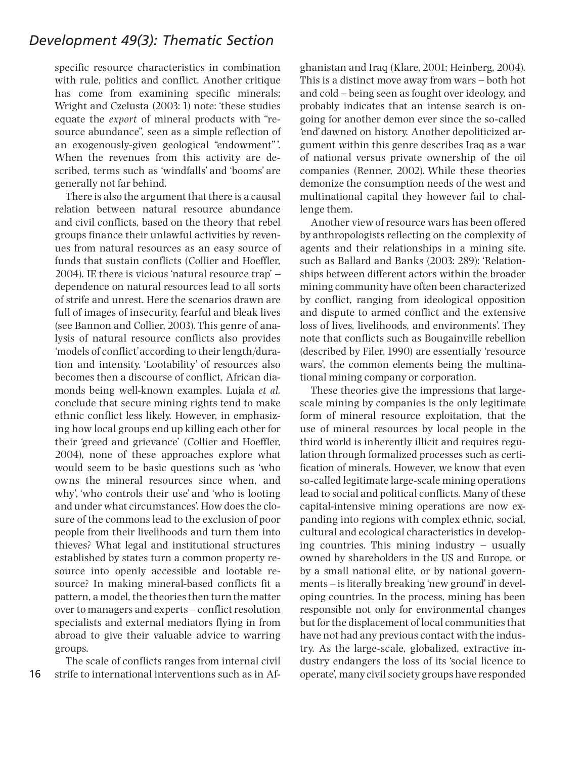specific resource characteristics in combination with rule, politics and conflict. Another critique has come from examining specific minerals; Wright and Czelusta (2003: 1) note: 'these studies equate the *export* of mineral products with "resource abundance", seen as a simple reflection of an exogenously-given geological "endowment"'. When the revenues from this activity are described, terms such as 'windfalls' and 'booms' are generally not far behind.

There is also the argument that there is a causal relation between natural resource abundance and civil conflicts, based on the theory that rebel groups finance their unlawful activities by revenues from natural resources as an easy source of funds that sustain conflicts (Collier and Hoeffler, 2004). IE there is vicious 'natural resource trap' – dependence on natural resources lead to all sorts of strife and unrest. Here the scenarios drawn are full of images of insecurity, fearful and bleak lives (see Bannon and Collier, 2003). This genre of analysis of natural resource conflicts also provides 'models of conflict' according to their length/duration and intensity. 'Lootability' of resources also becomes then a discourse of conflict, African diamonds being well-known examples. Lujala *et al*. conclude that secure mining rights tend to make ethnic conflict less likely. However, in emphasizing how local groups end up killing each other for their 'greed and grievance' (Collier and Hoeffler, 2004), none of these approaches explore what would seem to be basic questions such as 'who owns the mineral resources since when, and why', 'who controls their use' and 'who is looting and under what circumstances'. How does the closure of the commons lead to the exclusion of poor people from their livelihoods and turn them into thieves? What legal and institutional structures established by states turn a common property resource into openly accessible and lootable resource? In making mineral-based conflicts fit a pattern, a model, the theories then turn the matter over to managers and experts – conflict resolution specialists and external mediators flying in from abroad to give their valuable advice to warring groups.

The scale of conflicts ranges from internal civil strife to international interventions such as in Afghanistan and Iraq (Klare, 2001; Heinberg, 2004). This is a distinct move away from wars – both hot and cold – being seen as fought over ideology, and probably indicates that an intense search is ongoing for another demon ever since the so-called 'end' dawned on history. Another depoliticized argument within this genre describes Iraq as a war of national versus private ownership of the oil companies (Renner, 2002). While these theories demonize the consumption needs of the west and multinational capital they however fail to challenge them.

Another view of resource wars has been offered by anthropologists reflecting on the complexity of agents and their relationships in a mining site, such as Ballard and Banks (2003: 289): 'Relationships between different actors within the broader mining community have often been characterized by conflict, ranging from ideological opposition and dispute to armed conflict and the extensive loss of lives, livelihoods, and environments'. They note that conflicts such as Bougainville rebellion (described by Filer, 1990) are essentially 'resource wars', the common elements being the multinational mining company or corporation.

These theories give the impressions that large-scale mining by companies is the only legitimate form of mineral resource exploitation, that the use of mineral resources by local people in the third world is inherently illicit and requires regulation through formalized processes such as certification of minerals. However, we know that even so-called legitimate large-scale mining operations lead to social and political conflicts. Many of these capital-intensive mining operations are now expanding into regions with complex ethnic, social, cultural and ecological characteristics in developing countries. This mining industry – usually owned by shareholders in the US and Europe, or by a small national elite, or by national governments – is literally breaking 'new ground' in developing countries. In the process, mining has been responsible not only for environmental changes but for the displacement of local communities that have not had any previous contact with the industry. As the large-scale, globalized, extractive industry endangers the loss of its 'social licence to operate', many civil society groups have responded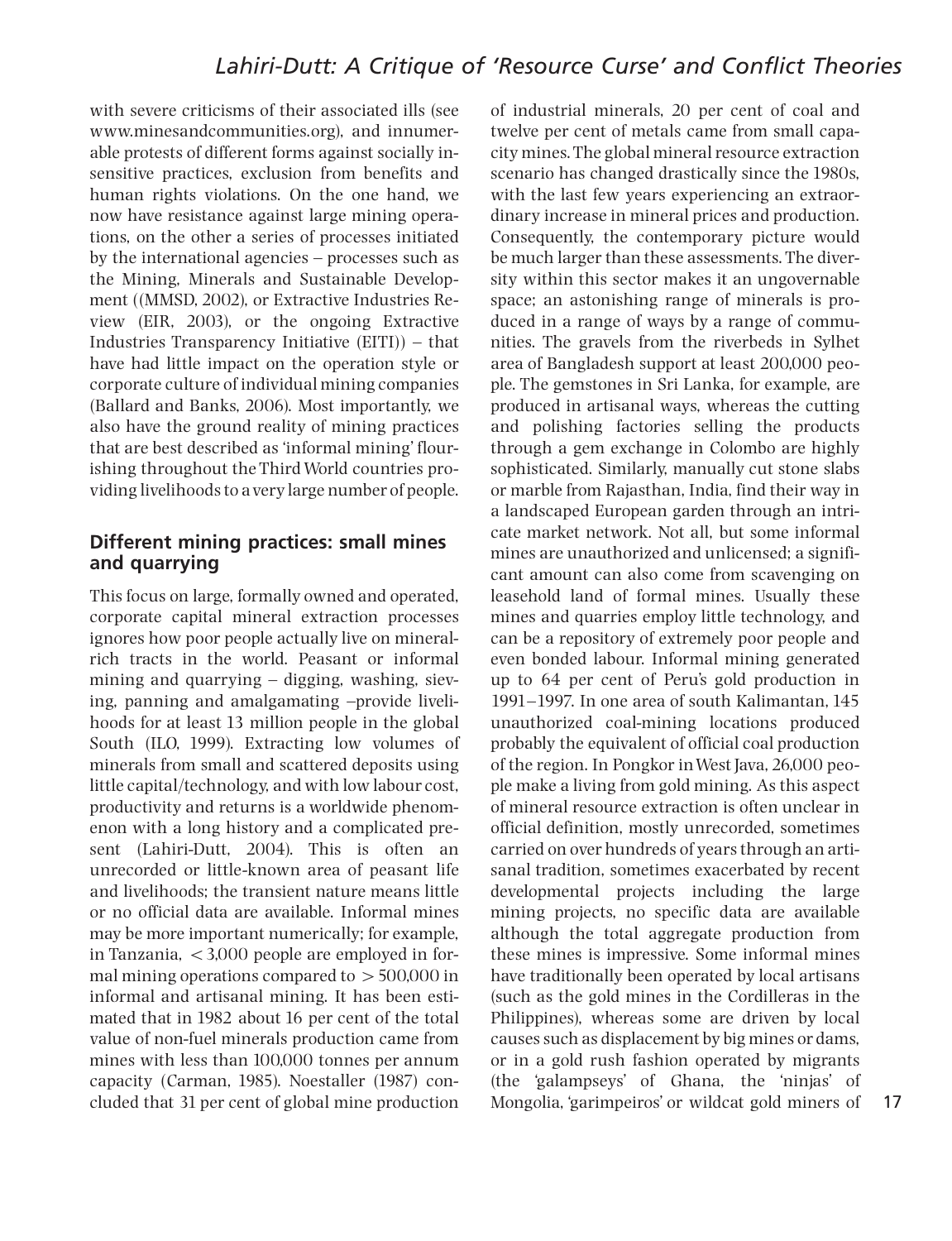with severe criticisms of their associated ills (see www.minesandcommunities.org), and innumerable protests of different forms against socially insensitive practices, exclusion from benefits and human rights violations. On the one hand, we now have resistance against large mining operations, on the other a series of processes initiated by the international agencies – processes such as the Mining, Minerals and Sustainable Development ((MMSD, 2002), or Extractive Industries Review (EIR, 2003), or the ongoing Extractive Industries Transparency Initiative (EITI)) – that have had little impact on the operation style or corporate culture of individual mining companies (Ballard and Banks, 2006). Most importantly, we also have the ground reality of mining practices that are best described as 'informal mining' flourishing throughout the Third World countries providing livelihoods to a very large number of people.

## Different mining practices: small mines and quarrying

This focus on large, formally owned and operated, corporate capital mineral extraction processes ignores how poor people actually live on mineral-rich tracts in the world. Peasant or informal mining and quarrying – digging, washing, sieving, panning and amalgamating –provide livelihoods for at least 13 million people in the global South (ILO, 1999). Extracting low volumes of minerals from small and scattered deposits using little capital/technology, and with low labour cost, productivity and returns is a worldwide phenomenon with a long history and a complicated present (Lahiri-Dutt, 2004). This is often an unrecorded or little-known area of peasant life and livelihoods; the transient nature means little or no official data are available. Informal mines may be more important numerically; for example, in Tanzania, < 3,000 people are employed in formal mining operations compared to > 500,000 in informal and artisanal mining. It has been estimated that in 1982 about 16 per cent of the total value of non-fuel minerals production came from mines with less than 100,000 tonnes per annum capacity (Carman, 1985). Noestaller (1987) concluded that 31 per cent of global mine production of industrial minerals, 20 per cent of coal and twelve per cent of metals came from small capacity mines. The global mineral resource extraction scenario has changed drastically since the 1980s, with the last few years experiencing an extraordinary increase in mineral prices and production. Consequently, the contemporary picture would be much larger than these assessments. The diversity within this sector makes it an ungovernable space; an astonishing range of minerals is produced in a range of ways by a range of communities. The gravels from the riverbeds in Sylhet area of Bangladesh support at least 200,000 people. The gemstones in Sri Lanka, for example, are produced in artisanal ways, whereas the cutting and polishing factories selling the products through a gem exchange in Colombo are highly sophisticated. Similarly, manually cut stone slabs or marble from Rajasthan, India, find their way in a landscaped European garden through an intricate market network. Not all, but some informal mines are unauthorized and unlicensed; a significant amount can also come from scavenging on leasehold land of formal mines. Usually these mines and quarries employ little technology, and can be a repository of extremely poor people and even bonded labour. Informal mining generated up to 64 per cent of Peru's gold production in 1991–1997. In one area of south Kalimantan, 145 unauthorized coal-mining locations produced probably the equivalent of official coal production of the region. In Pongkor in West Java, 26,000 people make a living from gold mining. As this aspect of mineral resource extraction is often unclear in official definition, mostly unrecorded, sometimes carried on over hundreds of years through an artisanal tradition, sometimes exacerbated by recent developmental projects including the large mining projects, no specific data are available although the total aggregate production from these mines is impressive. Some informal mines have traditionally been operated by local artisans (such as the gold mines in the Cordilleras in the Philippines), whereas some are driven by local causes such as displacement by big mines or dams, or in a gold rush fashion operated by migrants (the 'galampseys' of Ghana, the 'ninjas' of Mongolia, 'garimpeiros' or wildcat gold miners of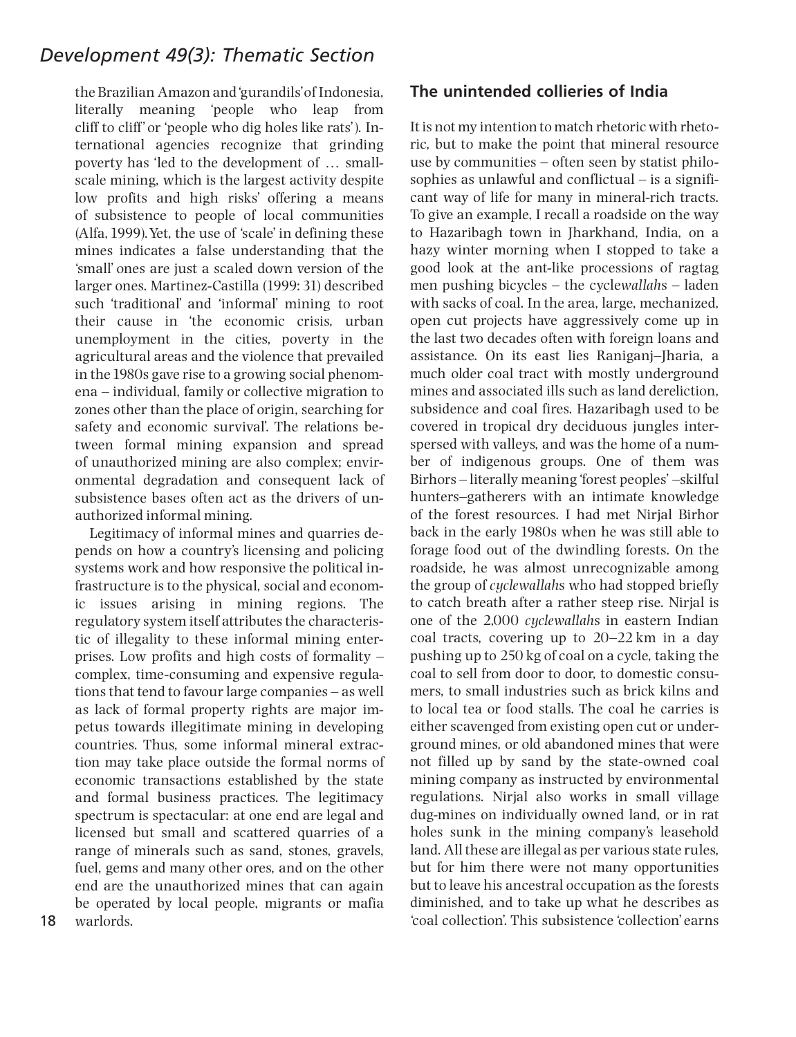the Brazilian Amazon and 'gurandils' of Indonesia, literally meaning 'people who leap from cliff to cliff' or 'people who dig holes like rats'). International agencies recognize that grinding poverty has 'led to the development of … small-scale mining, which is the largest activity despite low profits and high risks' offering a means of subsistence to people of local communities (Alfa, 1999). Yet, the use of 'scale' in defining these mines indicates a false understanding that the 'small' ones are just a scaled down version of the larger ones. Martinez-Castilla (1999: 31) described such 'traditional' and 'informal' mining to root their cause in 'the economic crisis, urban unemployment in the cities, poverty in the agricultural areas and the violence that prevailed in the 1980s gave rise to a growing social phenomena – individual, family or collective migration to zones other than the place of origin, searching for safety and economic survival'. The relations between formal mining expansion and spread of unauthorized mining are also complex; environmental degradation and consequent lack of subsistence bases often act as the drivers of unauthorized informal mining.

Legitimacy of informal mines and quarries depends on how a country's licensing and policing systems work and how responsive the political infrastructure is to the physical, social and economic issues arising in mining regions. The regulatory system itself attributes the characteristic of illegality to these informal mining enterprises. Low profits and high costs of formality – complex, time-consuming and expensive regulations that tend to favour large companies – as well as lack of formal property rights are major impetus towards illegitimate mining in developing countries. Thus, some informal mineral extraction may take place outside the formal norms of economic transactions established by the state and formal business practices. The legitimacy spectrum is spectacular: at one end are legal and licensed but small and scattered quarries of a range of minerals such as sand, stones, gravels, fuel, gems and many other ores, and on the other end are the unauthorized mines that can again be operated by local people, migrants or mafia warlords.

## The unintended collieries of India

It is not my intention to match rhetoric with rhetoric, but to make the point that mineral resource use by communities – often seen by statist philosophies as unlawful and conflictual – is a significant way of life for many in mineral-rich tracts. To give an example, I recall a roadside on the way to Hazaribagh town in Jharkhand, India, on a hazy winter morning when I stopped to take a good look at the ant-like processions of ragtag men pushing bicycles – the cycle*wallah*s – laden with sacks of coal. In the area, large, mechanized, open cut projects have aggressively come up in the last two decades often with foreign loans and assistance. On its east lies Raniganj–Jharia, a much older coal tract with mostly underground mines and associated ills such as land dereliction, subsidence and coal fires. Hazaribagh used to be covered in tropical dry deciduous jungles interspersed with valleys, and was the home of a number of indigenous groups. One of them was Birhors – literally meaning 'forest peoples' –skilful hunters–gatherers with an intimate knowledge of the forest resources. I had met Nirjal Birhor back in the early 1980s when he was still able to forage food out of the dwindling forests. On the roadside, he was almost unrecognizable among the group of *cyclewallah*s who had stopped briefly to catch breath after a rather steep rise. Nirjal is one of the 2,000 *cyclewallah*s in eastern Indian coal tracts, covering up to 20–22 km in a day pushing up to 250 kg of coal on a cycle, taking the coal to sell from door to door, to domestic consumers, to small industries such as brick kilns and to local tea or food stalls. The coal he carries is either scavenged from existing open cut or underground mines, or old abandoned mines that were not filled up by sand by the state-owned coal mining company as instructed by environmental regulations. Nirjal also works in small village dug-mines on individually owned land, or in rat holes sunk in the mining company's leasehold land. All these are illegal as per various state rules, but for him there were not many opportunities but to leave his ancestral occupation as the forests diminished, and to take up what he describes as 'coal collection'. This subsistence 'collection' earns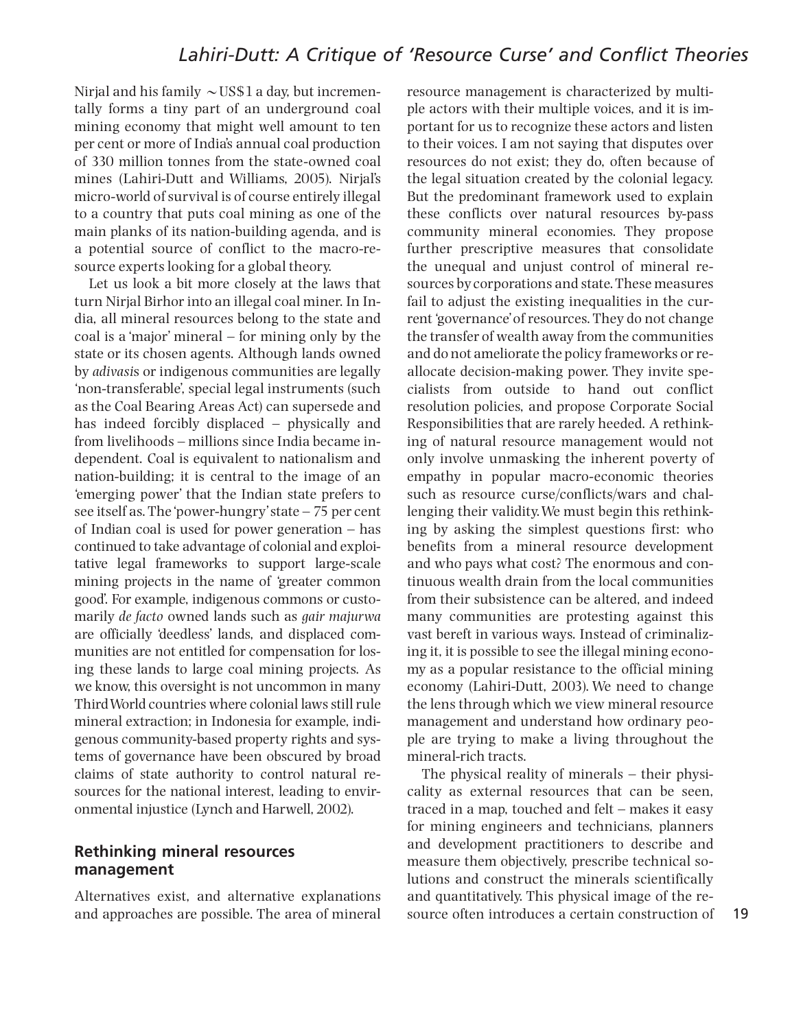Nirjal and his family ~US$1 a day, but incrementally forms a tiny part of an underground coal mining economy that might well amount to ten per cent or more of India's annual coal production of 330 million tonnes from the state-owned coal mines (Lahiri-Dutt and Williams, 2005). Nirjal's micro-world of survival is of course entirely illegal to a country that puts coal mining as one of the main planks of its nation-building agenda, and is a potential source of conflict to the macro-resource experts looking for a global theory.

Let us look a bit more closely at the laws that turn Nirjal Birhor into an illegal coal miner. In India, all mineral resources belong to the state and coal is a 'major' mineral – for mining only by the state or its chosen agents. Although lands owned by *adivasis* or indigenous communities are legally 'non-transferable', special legal instruments (such as the Coal Bearing Areas Act) can supersede and has indeed forcibly displaced – physically and from livelihoods – millions since India became independent. Coal is equivalent to nationalism and nation-building; it is central to the image of an 'emerging power' that the Indian state prefers to see itself as. The 'power-hungry' state – 75 per cent of Indian coal is used for power generation – has continued to take advantage of colonial and exploitative legal frameworks to support large-scale mining projects in the name of 'greater common good'. For example, indigenous commons or customarily *de facto* owned lands such as *gair majurwa* are officially 'deedless' lands, and displaced communities are not entitled for compensation for losing these lands to large coal mining projects. As we know, this oversight is not uncommon in many Third World countries where colonial laws still rule mineral extraction; in Indonesia for example, indigenous community-based property rights and systems of governance have been obscured by broad claims of state authority to control natural resources for the national interest, leading to environmental injustice (Lynch and Harwell, 2002).

## Rethinking mineral resources management

Alternatives exist, and alternative explanations and approaches are possible. The area of mineral resource management is characterized by multiple actors with their multiple voices, and it is important for us to recognize these actors and listen to their voices. I am not saying that disputes over resources do not exist; they do, often because of the legal situation created by the colonial legacy. But the predominant framework used to explain these conflicts over natural resources by-pass community mineral economies. They propose further prescriptive measures that consolidate the unequal and unjust control of mineral resources by corporations and state. These measures fail to adjust the existing inequalities in the current 'governance' of resources. They do not change the transfer of wealth away from the communities and do not ameliorate the policy frameworks or reallocate decision-making power. They invite specialists from outside to hand out conflict resolution policies, and propose Corporate Social Responsibilities that are rarely heeded. A rethinking of natural resource management would not only involve unmasking the inherent poverty of empathy in popular macro-economic theories such as resource curse/conflicts/wars and challenging their validity. We must begin this rethinking by asking the simplest questions first: who benefits from a mineral resource development and who pays what cost? The enormous and continuous wealth drain from the local communities from their subsistence can be altered, and indeed many communities are protesting against this vast bereft in various ways. Instead of criminalizing it, it is possible to see the illegal mining economy as a popular resistance to the official mining economy (Lahiri-Dutt, 2003). We need to change the lens through which we view mineral resource management and understand how ordinary people are trying to make a living throughout the mineral-rich tracts.

The physical reality of minerals – their physicality as external resources that can be seen, traced in a map, touched and felt – makes it easy for mining engineers and technicians, planners and development practitioners to describe and measure them objectively, prescribe technical solutions and construct the minerals scientifically and quantitatively. This physical image of the resource often introduces a certain construction of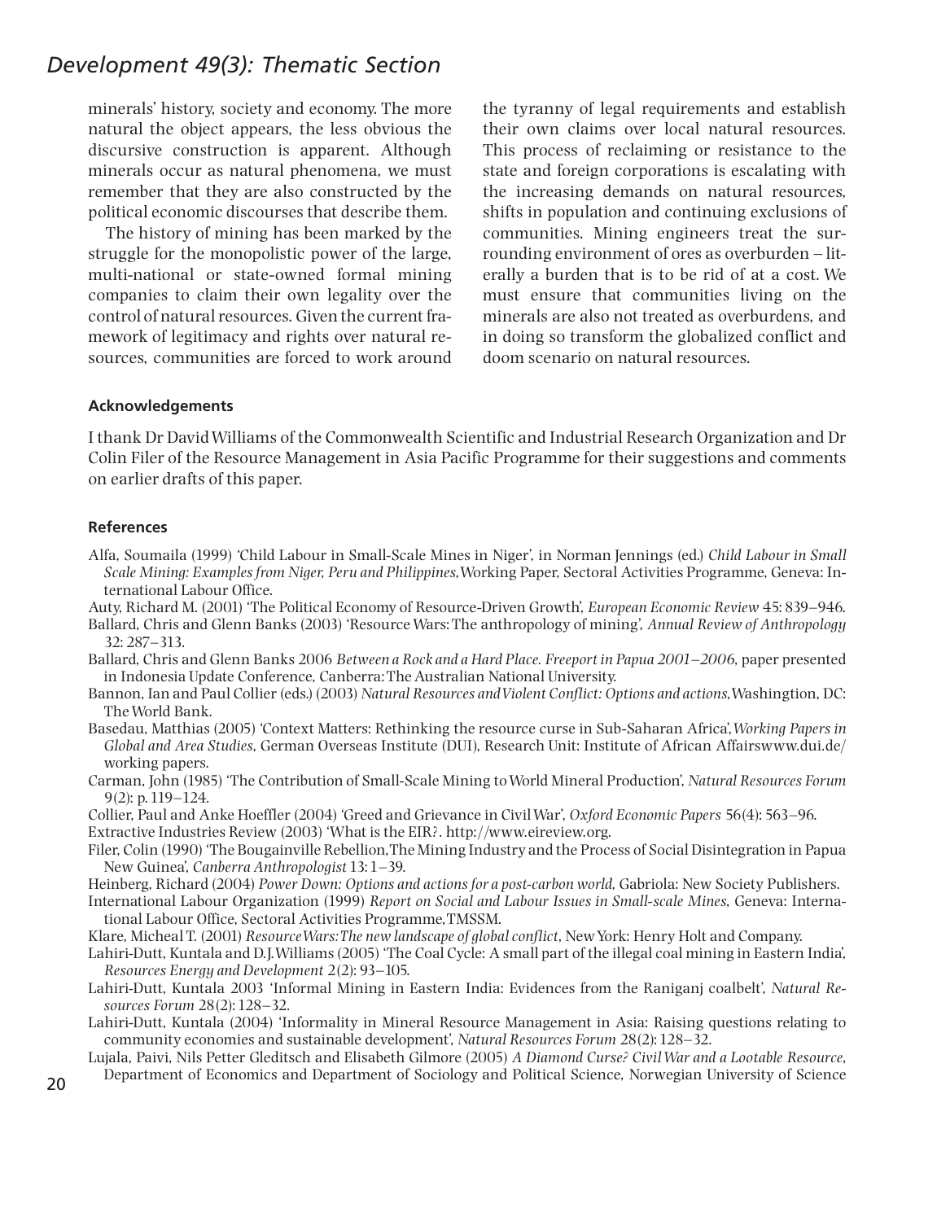minerals' history, society and economy. The more natural the object appears, the less obvious the discursive construction is apparent. Although minerals occur as natural phenomena, we must remember that they are also constructed by the political economic discourses that describe them.

The history of mining has been marked by the struggle for the monopolistic power of the large, multi-national or state-owned formal mining companies to claim their own legality over the control of natural resources. Given the current framework of legitimacy and rights over natural resources, communities are forced to work around the tyranny of legal requirements and establish their own claims over local natural resources. This process of reclaiming or resistance to the state and foreign corporations is escalating with the increasing demands on natural resources, shifts in population and continuing exclusions of communities. Mining engineers treat the surrounding environment of ores as overburden – literally a burden that is to be rid of at a cost. We must ensure that communities living on the minerals are also not treated as overburdens, and in doing so transform the globalized conflict and doom scenario on natural resources.

#### Acknowledgements

I thank Dr David Williams of the Commonwealth Scientific and Industrial Research Organization and Dr Colin Filer of the Resource Management in Asia Pacific Programme for their suggestions and comments on earlier drafts of this paper.

#### References

Alfa, Soumaila (1999) 'Child Labour in Small-Scale Mines in Niger', in Norman Jennings (ed.) *Child Labour in Small Scale Mining: Examples from Niger, Peru and Philippines*, Working Paper, Sectoral Activities Programme, Geneva: International Labour Office.

Auty, Richard M. (2001) 'The Political Economy of Resource-Driven Growth', *European Economic Review* 45: 839–946.

Ballard, Chris and Glenn Banks (2003) 'Resource Wars: The anthropology of mining', *Annual Review of Anthropology* 32: 287–313.

Ballard, Chris and Glenn Banks 2006 *Between a Rock and a Hard Place. Freeport in Papua 2001–2006*, paper presented in Indonesia Update Conference, Canberra: The Australian National University.

Bannon, Ian and Paul Collier (eds.) (2003) *Natural Resources and Violent Conflict: Options and actions*, Washingtion, DC: The World Bank.

Basedau, Matthias (2005) 'Context Matters: Rethinking the resource curse in Sub-Saharan Africa', *Working Papers in Global and Area Studies*, German Overseas Institute (DUI), Research Unit: Institute of African Affairswww.dui.de/working papers.

Carman, John (1985) 'The Contribution of Small-Scale Mining to World Mineral Production', *Natural Resources Forum* 9(2): p. 119–124.

Collier, Paul and Anke Hoeffler (2004) 'Greed and Grievance in Civil War', *Oxford Economic Papers* 56(4): 563–96.

Extractive Industries Review (2003) 'What is the EIR?'. http://www.eireview.org.

Filer, Colin (1990) 'The Bougainville Rebellion, The Mining Industry and the Process of Social Disintegration in Papua New Guinea', *Canberra Anthropologist* 13: 1–39.

Heinberg, Richard (2004) *Power Down: Options and actions for a post-carbon world*, Gabriola: New Society Publishers.

International Labour Organization (1999) *Report on Social and Labour Issues in Small-scale Mines*, Geneva: International Labour Office, Sectoral Activities Programme, TMSSM.

Klare, Micheal T. (2001) *Resource Wars: The new landscape of global conflict*, New York: Henry Holt and Company.

Lahiri-Dutt, Kuntala and D.J. Williams (2005) 'The Coal Cycle: A small part of the illegal coal mining in Eastern India', *Resources Energy and Development* 2(2): 93–105.

Lahiri-Dutt, Kuntala 2003 'Informal Mining in Eastern India: Evidences from the Raniganj coalbelt', *Natural Resources Forum* 28(2): 128–32.

Lahiri-Dutt, Kuntala (2004) 'Informality in Mineral Resource Management in Asia: Raising questions relating to community economies and sustainable development', *Natural Resources Forum* 28(2): 128–32.

Lujala, Paivi, Nils Petter Gleditsch and Elisabeth Gilmore (2005) *A Diamond Curse? Civil War and a Lootable Resource*, Department of Economics and Department of Sociology and Political Science, Norwegian University of Science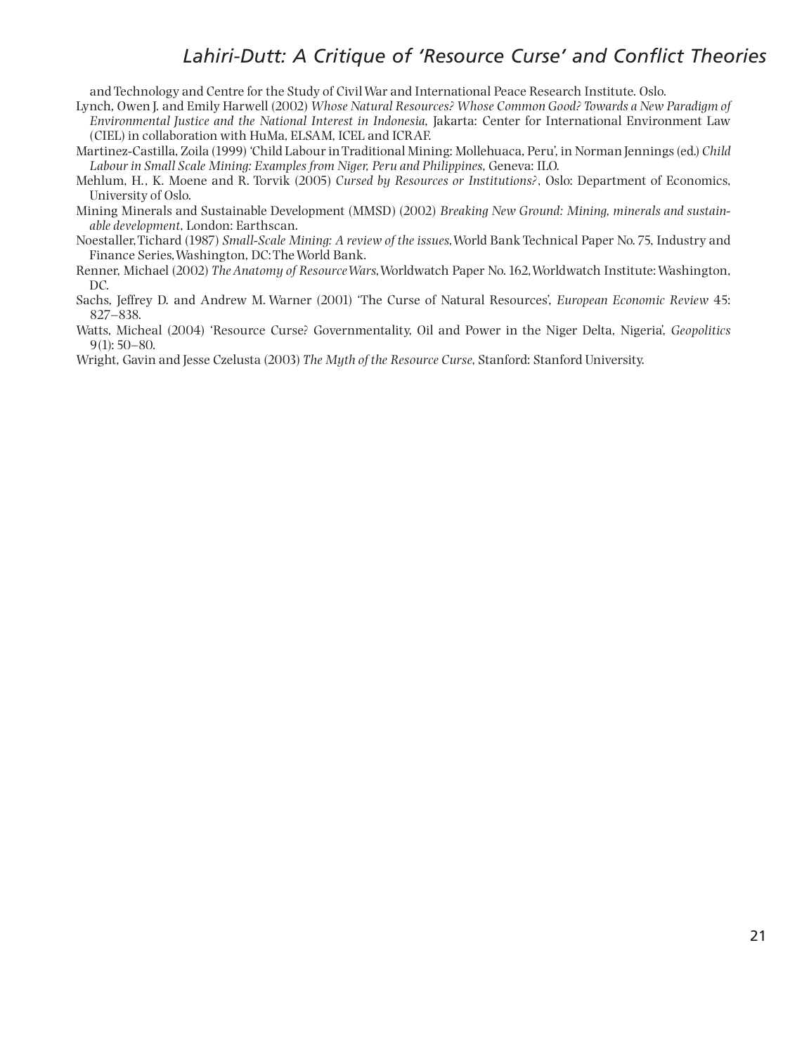and Technology and Centre for the Study of Civil War and International Peace Research Institute. Oslo.

Lynch, Owen J. and Emily Harwell (2002) *Whose Natural Resources? Whose Common Good? Towards a New Paradigm of Environmental Justice and the National Interest in Indonesia*, Jakarta: Center for International Environment Law (CIEL) in collaboration with HuMa, ELSAM, ICEL and ICRAF.

Martinez-Castilla, Zoila (1999) 'Child Labour in Traditional Mining: Mollehuaca, Peru', in Norman Jennings (ed.) *Child Labour in Small Scale Mining: Examples from Niger, Peru and Philippines*, Geneva: ILO.

Mehlum, H., K. Moene and R. Torvik (2005) *Cursed by Resources or Institutions?*, Oslo: Department of Economics, University of Oslo.

Mining Minerals and Sustainable Development (MMSD) (2002) *Breaking New Ground: Mining, minerals and sustainable development*, London: Earthscan.

Noestaller, Tichard (1987) *Small-Scale Mining: A review of the issues*, World Bank Technical Paper No. 75, Industry and Finance Series, Washington, DC: The World Bank.

Renner, Michael (2002) *The Anatomy of Resource Wars*, Worldwatch Paper No. 162, Worldwatch Institute: Washington, DC.

Sachs, Jeffrey D. and Andrew M. Warner (2001) 'The Curse of Natural Resources', *European Economic Review* 45: 827–838.

Watts, Micheal (2004) 'Resource Curse? Governmentality, Oil and Power in the Niger Delta, Nigeria', *Geopolitics* 9(1): 50–80.

Wright, Gavin and Jesse Czelusta (2003) *The Myth of the Resource Curse*, Stanford: Stanford University.